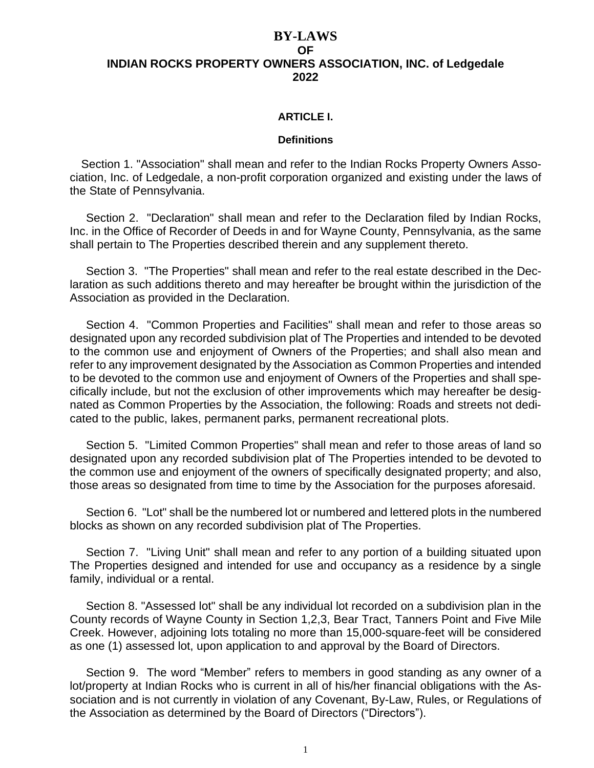# BY-LAWS
## OF
## INDIAN ROCKS PROPERTY OWNERS ASSOCIATION, INC. of Ledgedale
## 2022

### ARTICLE I.

### Definitions

Section 1. "Association" shall mean and refer to the Indian Rocks Property Owners Association, Inc. of Ledgedale, a non-profit corporation organized and existing under the laws of the State of Pennsylvania.

Section 2. "Declaration" shall mean and refer to the Declaration filed by Indian Rocks, Inc. in the Office of Recorder of Deeds in and for Wayne County, Pennsylvania, as the same shall pertain to The Properties described therein and any supplement thereto.

Section 3. "The Properties" shall mean and refer to the real estate described in the Declaration as such additions thereto and may hereafter be brought within the jurisdiction of the Association as provided in the Declaration.

Section 4. "Common Properties and Facilities" shall mean and refer to those areas so designated upon any recorded subdivision plat of The Properties and intended to be devoted to the common use and enjoyment of Owners of the Properties; and shall also mean and refer to any improvement designated by the Association as Common Properties and intended to be devoted to the common use and enjoyment of Owners of the Properties and shall specifically include, but not the exclusion of other improvements which may hereafter be designated as Common Properties by the Association, the following: Roads and streets not dedicated to the public, lakes, permanent parks, permanent recreational plots.

Section 5. "Limited Common Properties" shall mean and refer to those areas of land so designated upon any recorded subdivision plat of The Properties intended to be devoted to the common use and enjoyment of the owners of specifically designated property; and also, those areas so designated from time to time by the Association for the purposes aforesaid.

Section 6. "Lot" shall be the numbered lot or numbered and lettered plots in the numbered blocks as shown on any recorded subdivision plat of The Properties.

Section 7. "Living Unit" shall mean and refer to any portion of a building situated upon The Properties designed and intended for use and occupancy as a residence by a single family, individual or a rental.

Section 8. "Assessed lot" shall be any individual lot recorded on a subdivision plan in the County records of Wayne County in Section 1,2,3, Bear Tract, Tanners Point and Five Mile Creek. However, adjoining lots totaling no more than 15,000-square-feet will be considered as one (1) assessed lot, upon application to and approval by the Board of Directors.

Section 9. The word "Member" refers to members in good standing as any owner of a lot/property at Indian Rocks who is current in all of his/her financial obligations with the Association and is not currently in violation of any Covenant, By-Law, Rules, or Regulations of the Association as determined by the Board of Directors ("Directors").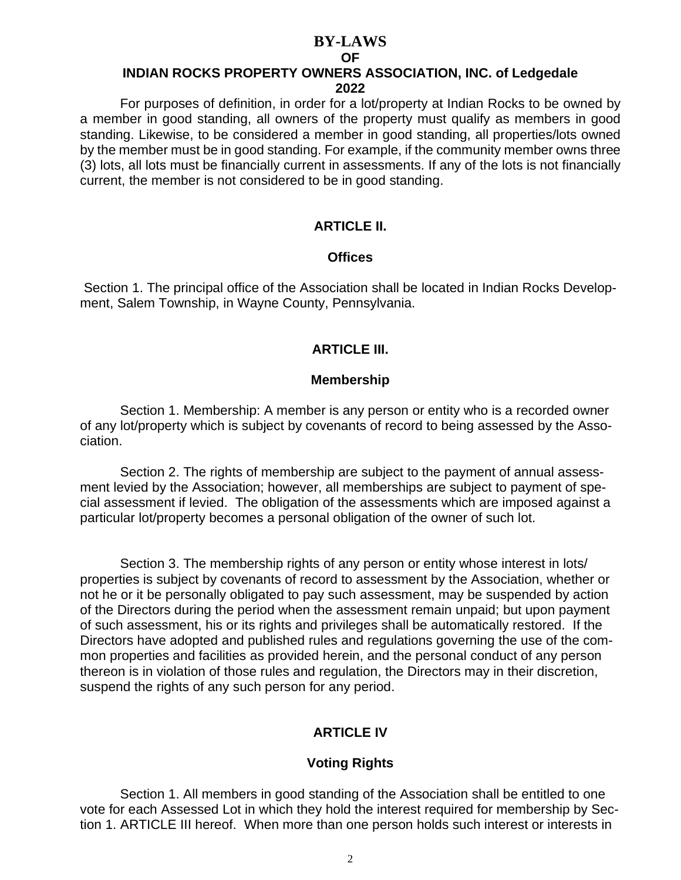# BY-LAWS
## OF
## INDIAN ROCKS PROPERTY OWNERS ASSOCIATION, INC. of Ledgedale
## 2022

For purposes of definition, in order for a lot/property at Indian Rocks to be owned by a member in good standing, all owners of the property must qualify as members in good standing. Likewise, to be considered a member in good standing, all properties/lots owned by the member must be in good standing. For example, if the community member owns three (3) lots, all lots must be financially current in assessments. If any of the lots is not financially current, the member is not considered to be in good standing.

## ARTICLE II.

### Offices

Section 1. The principal office of the Association shall be located in Indian Rocks Development, Salem Township, in Wayne County, Pennsylvania.

## ARTICLE III.

### Membership

Section 1. Membership: A member is any person or entity who is a recorded owner of any lot/property which is subject by covenants of record to being assessed by the Association.

Section 2. The rights of membership are subject to the payment of annual assessment levied by the Association; however, all memberships are subject to payment of special assessment if levied. The obligation of the assessments which are imposed against a particular lot/property becomes a personal obligation of the owner of such lot.

Section 3. The membership rights of any person or entity whose interest in lots/ properties is subject by covenants of record to assessment by the Association, whether or not he or it be personally obligated to pay such assessment, may be suspended by action of the Directors during the period when the assessment remain unpaid; but upon payment of such assessment, his or its rights and privileges shall be automatically restored. If the Directors have adopted and published rules and regulations governing the use of the common properties and facilities as provided herein, and the personal conduct of any person thereon is in violation of those rules and regulation, the Directors may in their discretion, suspend the rights of any such person for any period.

## ARTICLE IV

### Voting Rights

Section 1. All members in good standing of the Association shall be entitled to one vote for each Assessed Lot in which they hold the interest required for membership by Section 1. ARTICLE III hereof. When more than one person holds such interest or interests in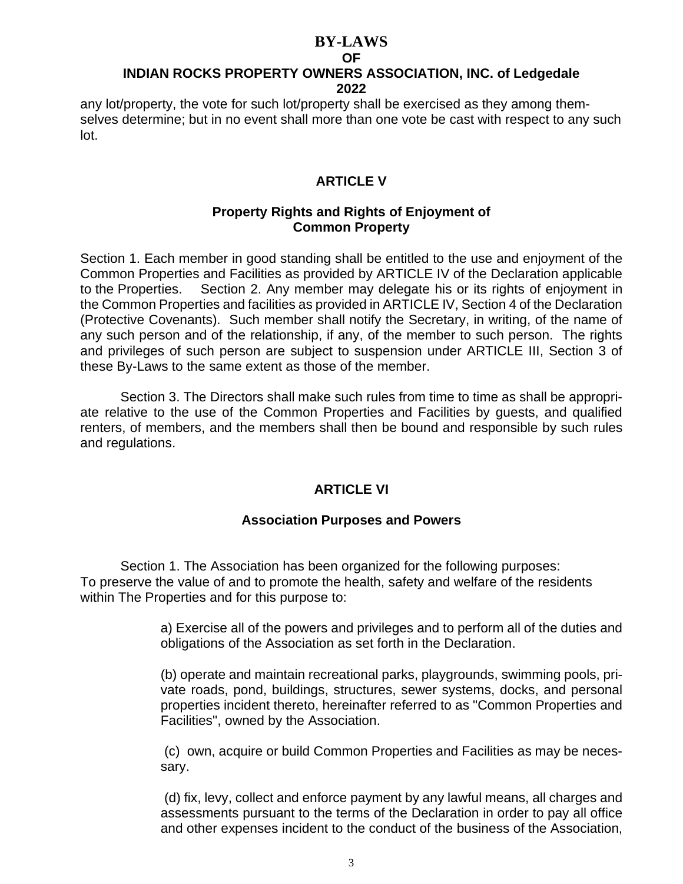any lot/property, the vote for such lot/property shall be exercised as they among themselves determine; but in no event shall more than one vote be cast with respect to any such lot.

## ARTICLE V

### Property Rights and Rights of Enjoyment of Common Property

Section 1. Each member in good standing shall be entitled to the use and enjoyment of the Common Properties and Facilities as provided by ARTICLE IV of the Declaration applicable to the Properties. Section 2. Any member may delegate his or its rights of enjoyment in the Common Properties and facilities as provided in ARTICLE IV, Section 4 of the Declaration (Protective Covenants). Such member shall notify the Secretary, in writing, of the name of any such person and of the relationship, if any, of the member to such person. The rights and privileges of such person are subject to suspension under ARTICLE III, Section 3 of these By-Laws to the same extent as those of the member.

Section 3. The Directors shall make such rules from time to time as shall be appropriate relative to the use of the Common Properties and Facilities by guests, and qualified renters, of members, and the members shall then be bound and responsible by such rules and regulations.

## ARTICLE VI

### Association Purposes and Powers

Section 1. The Association has been organized for the following purposes: To preserve the value of and to promote the health, safety and welfare of the residents within The Properties and for this purpose to:

a) Exercise all of the powers and privileges and to perform all of the duties and obligations of the Association as set forth in the Declaration.

(b) operate and maintain recreational parks, playgrounds, swimming pools, private roads, pond, buildings, structures, sewer systems, docks, and personal properties incident thereto, hereinafter referred to as "Common Properties and Facilities", owned by the Association.

(c) own, acquire or build Common Properties and Facilities as may be necessary.

(d) fix, levy, collect and enforce payment by any lawful means, all charges and assessments pursuant to the terms of the Declaration in order to pay all office and other expenses incident to the conduct of the business of the Association,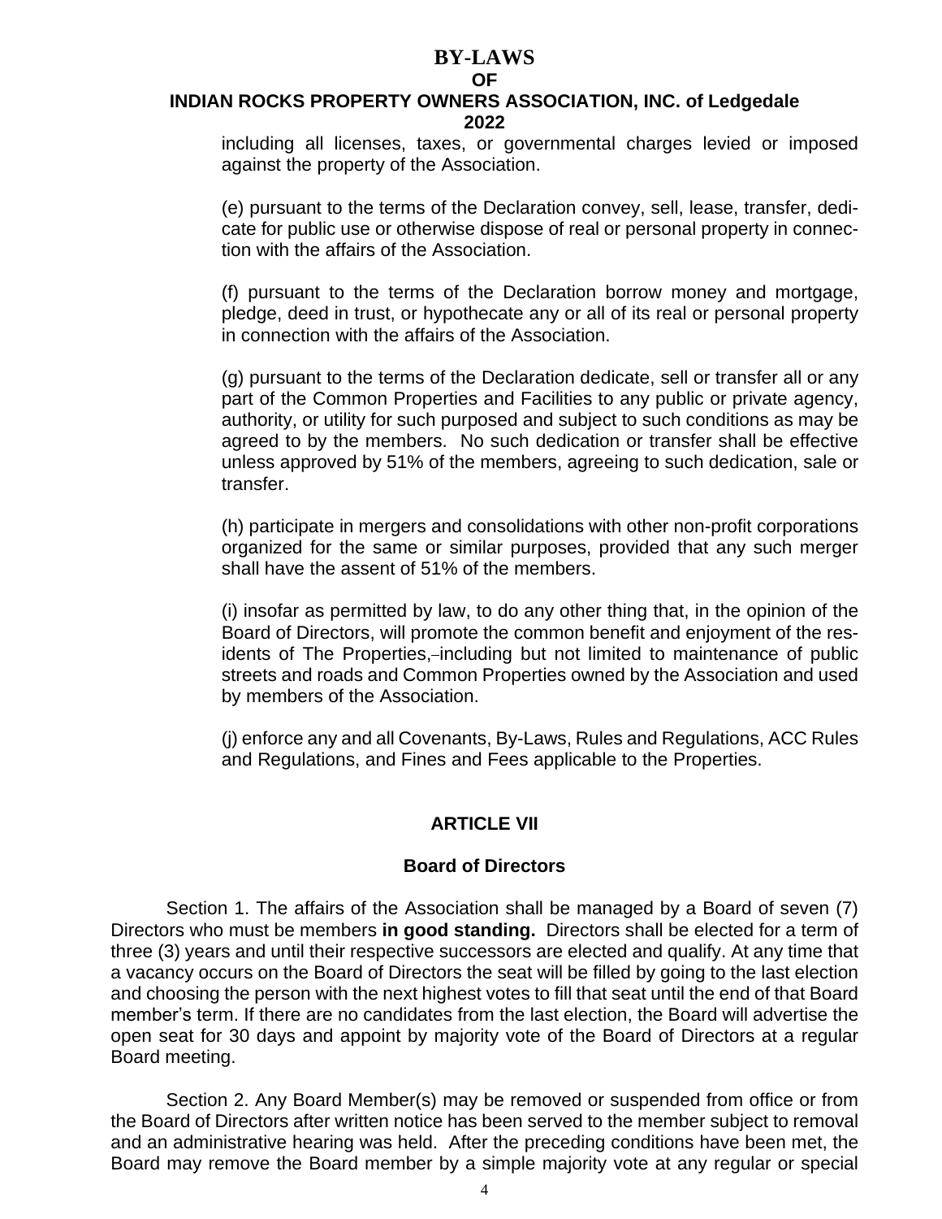including all licenses, taxes, or governmental charges levied or imposed against the property of the Association.

(e) pursuant to the terms of the Declaration convey, sell, lease, transfer, dedicate for public use or otherwise dispose of real or personal property in connection with the affairs of the Association.

(f) pursuant to the terms of the Declaration borrow money and mortgage, pledge, deed in trust, or hypothecate any or all of its real or personal property in connection with the affairs of the Association.

(g) pursuant to the terms of the Declaration dedicate, sell or transfer all or any part of the Common Properties and Facilities to any public or private agency, authority, or utility for such purposed and subject to such conditions as may be agreed to by the members. No such dedication or transfer shall be effective unless approved by 51% of the members, agreeing to such dedication, sale or transfer.

(h) participate in mergers and consolidations with other non-profit corporations organized for the same or similar purposes, provided that any such merger shall have the assent of 51% of the members.

(i) insofar as permitted by law, to do any other thing that, in the opinion of the Board of Directors, will promote the common benefit and enjoyment of the residents of The Properties, including but not limited to maintenance of public streets and roads and Common Properties owned by the Association and used by members of the Association.

(j) enforce any and all Covenants, By-Laws, Rules and Regulations, ACC Rules and Regulations, and Fines and Fees applicable to the Properties.

## ARTICLE VII

### Board of Directors

Section 1. The affairs of the Association shall be managed by a Board of seven (7) Directors who must be members **in good standing.** Directors shall be elected for a term of three (3) years and until their respective successors are elected and qualify. At any time that a vacancy occurs on the Board of Directors the seat will be filled by going to the last election and choosing the person with the next highest votes to fill that seat until the end of that Board member's term. If there are no candidates from the last election, the Board will advertise the open seat for 30 days and appoint by majority vote of the Board of Directors at a regular Board meeting.

Section 2. Any Board Member(s) may be removed or suspended from office or from the Board of Directors after written notice has been served to the member subject to removal and an administrative hearing was held. After the preceding conditions have been met, the Board may remove the Board member by a simple majority vote at any regular or special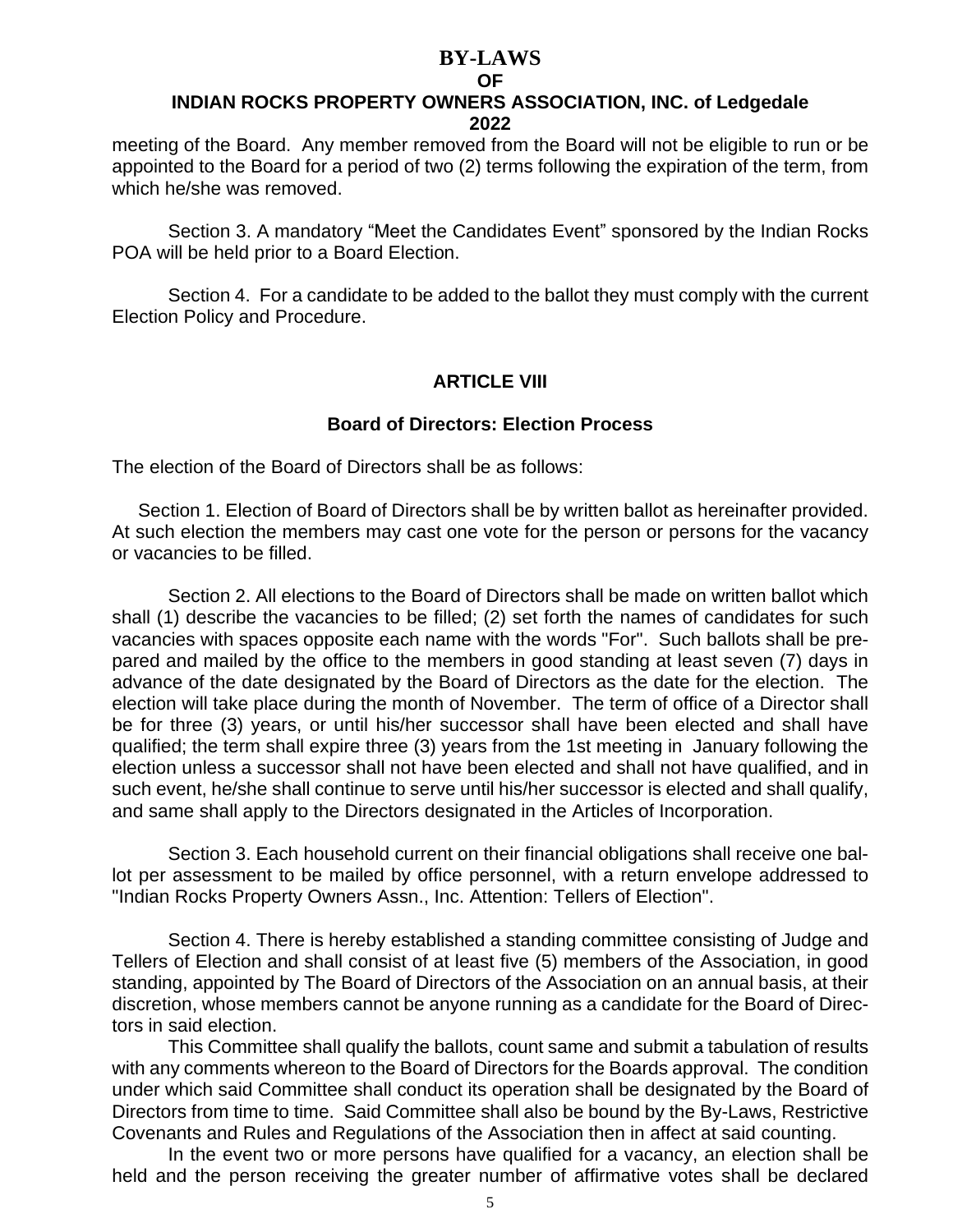meeting of the Board. Any member removed from the Board will not be eligible to run or be appointed to the Board for a period of two (2) terms following the expiration of the term, from which he/she was removed.

Section 3. A mandatory "Meet the Candidates Event" sponsored by the Indian Rocks POA will be held prior to a Board Election.

Section 4. For a candidate to be added to the ballot they must comply with the current Election Policy and Procedure.

## ARTICLE VIII

### Board of Directors: Election Process

The election of the Board of Directors shall be as follows:

Section 1. Election of Board of Directors shall be by written ballot as hereinafter provided. At such election the members may cast one vote for the person or persons for the vacancy or vacancies to be filled.

Section 2. All elections to the Board of Directors shall be made on written ballot which shall (1) describe the vacancies to be filled; (2) set forth the names of candidates for such vacancies with spaces opposite each name with the words "For". Such ballots shall be prepared and mailed by the office to the members in good standing at least seven (7) days in advance of the date designated by the Board of Directors as the date for the election. The election will take place during the month of November. The term of office of a Director shall be for three (3) years, or until his/her successor shall have been elected and shall have qualified; the term shall expire three (3) years from the 1st meeting in January following the election unless a successor shall not have been elected and shall not have qualified, and in such event, he/she shall continue to serve until his/her successor is elected and shall qualify, and same shall apply to the Directors designated in the Articles of Incorporation.

Section 3. Each household current on their financial obligations shall receive one ballot per assessment to be mailed by office personnel, with a return envelope addressed to "Indian Rocks Property Owners Assn., Inc. Attention: Tellers of Election".

Section 4. There is hereby established a standing committee consisting of Judge and Tellers of Election and shall consist of at least five (5) members of the Association, in good standing, appointed by The Board of Directors of the Association on an annual basis, at their discretion, whose members cannot be anyone running as a candidate for the Board of Directors in said election.

This Committee shall qualify the ballots, count same and submit a tabulation of results with any comments whereon to the Board of Directors for the Boards approval. The condition under which said Committee shall conduct its operation shall be designated by the Board of Directors from time to time. Said Committee shall also be bound by the By-Laws, Restrictive Covenants and Rules and Regulations of the Association then in affect at said counting.

In the event two or more persons have qualified for a vacancy, an election shall be held and the person receiving the greater number of affirmative votes shall be declared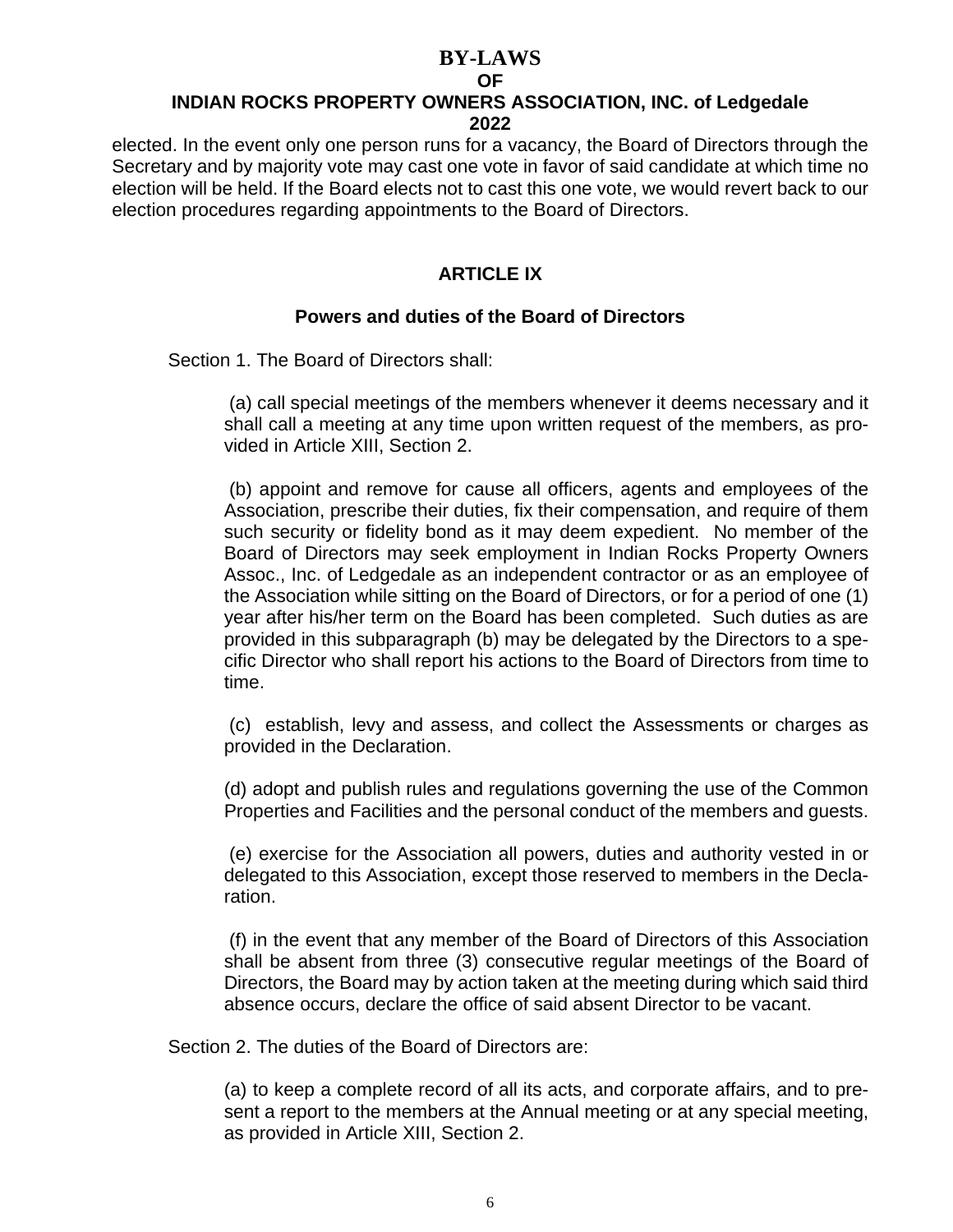elected. In the event only one person runs for a vacancy, the Board of Directors through the Secretary and by majority vote may cast one vote in favor of said candidate at which time no election will be held. If the Board elects not to cast this one vote, we would revert back to our election procedures regarding appointments to the Board of Directors.

## ARTICLE IX

### Powers and duties of the Board of Directors

Section 1. The Board of Directors shall:

(a) call special meetings of the members whenever it deems necessary and it shall call a meeting at any time upon written request of the members, as provided in Article XIII, Section 2.

(b) appoint and remove for cause all officers, agents and employees of the Association, prescribe their duties, fix their compensation, and require of them such security or fidelity bond as it may deem expedient. No member of the Board of Directors may seek employment in Indian Rocks Property Owners Assoc., Inc. of Ledgedale as an independent contractor or as an employee of the Association while sitting on the Board of Directors, or for a period of one (1) year after his/her term on the Board has been completed. Such duties as are provided in this subparagraph (b) may be delegated by the Directors to a specific Director who shall report his actions to the Board of Directors from time to time.

(c) establish, levy and assess, and collect the Assessments or charges as provided in the Declaration.

(d) adopt and publish rules and regulations governing the use of the Common Properties and Facilities and the personal conduct of the members and guests.

(e) exercise for the Association all powers, duties and authority vested in or delegated to this Association, except those reserved to members in the Declaration.

(f) in the event that any member of the Board of Directors of this Association shall be absent from three (3) consecutive regular meetings of the Board of Directors, the Board may by action taken at the meeting during which said third absence occurs, declare the office of said absent Director to be vacant.

Section 2. The duties of the Board of Directors are:

(a) to keep a complete record of all its acts, and corporate affairs, and to present a report to the members at the Annual meeting or at any special meeting, as provided in Article XIII, Section 2.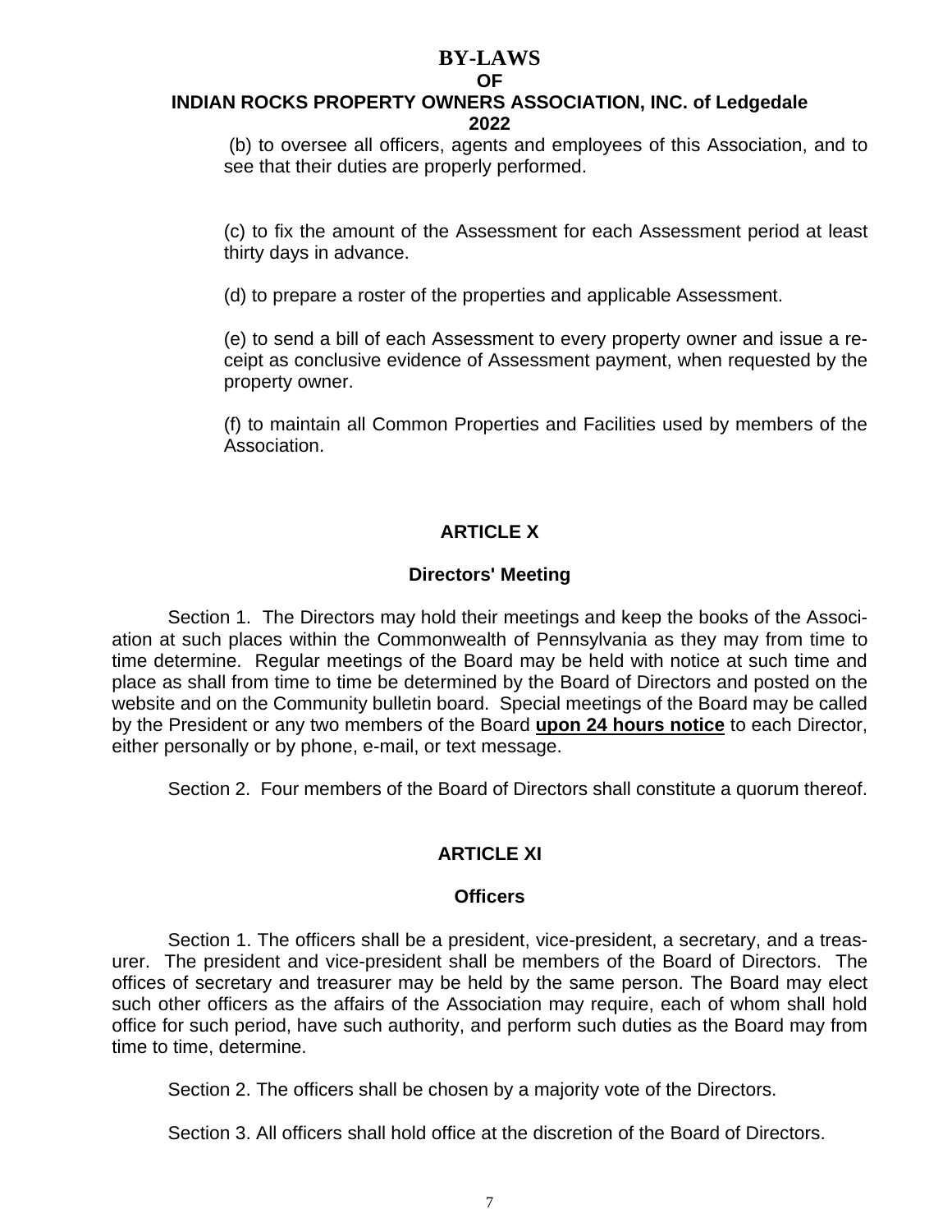(b) to oversee all officers, agents and employees of this Association, and to see that their duties are properly performed.

(c) to fix the amount of the Assessment for each Assessment period at least thirty days in advance.

(d) to prepare a roster of the properties and applicable Assessment.

(e) to send a bill of each Assessment to every property owner and issue a receipt as conclusive evidence of Assessment payment, when requested by the property owner.

(f) to maintain all Common Properties and Facilities used by members of the Association.

## ARTICLE X

### Directors' Meeting

Section 1. The Directors may hold their meetings and keep the books of the Association at such places within the Commonwealth of Pennsylvania as they may from time to time determine. Regular meetings of the Board may be held with notice at such time and place as shall from time to time be determined by the Board of Directors and posted on the website and on the Community bulletin board. Special meetings of the Board may be called by the President or any two members of the Board **upon 24 hours notice** to each Director, either personally or by phone, e-mail, or text message.

Section 2. Four members of the Board of Directors shall constitute a quorum thereof.

## ARTICLE XI

### Officers

Section 1. The officers shall be a president, vice-president, a secretary, and a treasurer. The president and vice-president shall be members of the Board of Directors. The offices of secretary and treasurer may be held by the same person. The Board may elect such other officers as the affairs of the Association may require, each of whom shall hold office for such period, have such authority, and perform such duties as the Board may from time to time, determine.

Section 2. The officers shall be chosen by a majority vote of the Directors.

Section 3. All officers shall hold office at the discretion of the Board of Directors.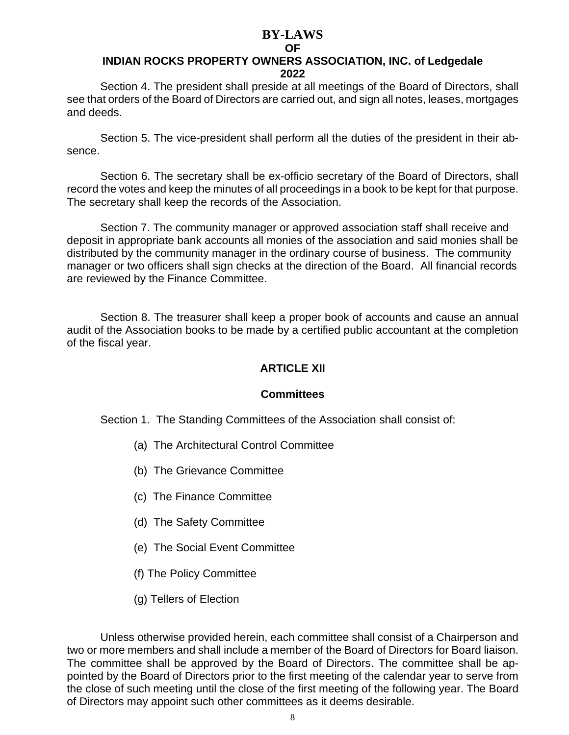Section 4. The president shall preside at all meetings of the Board of Directors, shall see that orders of the Board of Directors are carried out, and sign all notes, leases, mortgages and deeds.

Section 5. The vice-president shall perform all the duties of the president in their absence.

Section 6. The secretary shall be ex-officio secretary of the Board of Directors, shall record the votes and keep the minutes of all proceedings in a book to be kept for that purpose. The secretary shall keep the records of the Association.

Section 7. The community manager or approved association staff shall receive and deposit in appropriate bank accounts all monies of the association and said monies shall be distributed by the community manager in the ordinary course of business. The community manager or two officers shall sign checks at the direction of the Board. All financial records are reviewed by the Finance Committee.

Section 8. The treasurer shall keep a proper book of accounts and cause an annual audit of the Association books to be made by a certified public accountant at the completion of the fiscal year.

## ARTICLE XII

### Committees

Section 1. The Standing Committees of the Association shall consist of:

(a) The Architectural Control Committee

(b) The Grievance Committee

(c) The Finance Committee

(d) The Safety Committee

(e) The Social Event Committee

(f) The Policy Committee

(g) Tellers of Election

Unless otherwise provided herein, each committee shall consist of a Chairperson and two or more members and shall include a member of the Board of Directors for Board liaison. The committee shall be approved by the Board of Directors. The committee shall be appointed by the Board of Directors prior to the first meeting of the calendar year to serve from the close of such meeting until the close of the first meeting of the following year. The Board of Directors may appoint such other committees as it deems desirable.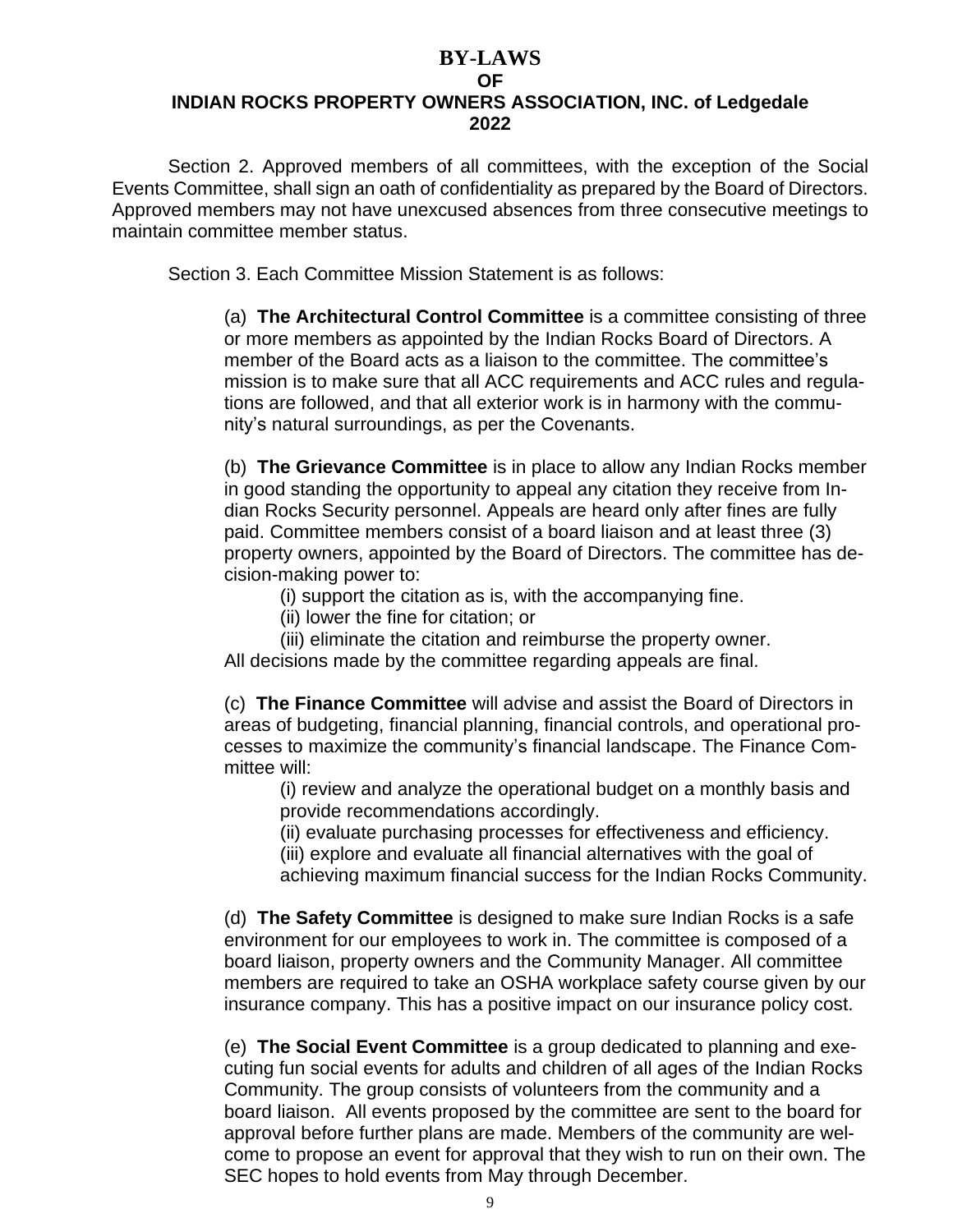Section 2. Approved members of all committees, with the exception of the Social Events Committee, shall sign an oath of confidentiality as prepared by the Board of Directors. Approved members may not have unexcused absences from three consecutive meetings to maintain committee member status.

Section 3. Each Committee Mission Statement is as follows:

(a) **The Architectural Control Committee** is a committee consisting of three or more members as appointed by the Indian Rocks Board of Directors. A member of the Board acts as a liaison to the committee. The committee's mission is to make sure that all ACC requirements and ACC rules and regulations are followed, and that all exterior work is in harmony with the community's natural surroundings, as per the Covenants.

(b) **The Grievance Committee** is in place to allow any Indian Rocks member in good standing the opportunity to appeal any citation they receive from Indian Rocks Security personnel. Appeals are heard only after fines are fully paid. Committee members consist of a board liaison and at least three (3) property owners, appointed by the Board of Directors. The committee has decision-making power to:

- (i) support the citation as is, with the accompanying fine.
- (ii) lower the fine for citation; or
- (iii) eliminate the citation and reimburse the property owner.

All decisions made by the committee regarding appeals are final.

(c) **The Finance Committee** will advise and assist the Board of Directors in areas of budgeting, financial planning, financial controls, and operational processes to maximize the community's financial landscape. The Finance Committee will:

- (i) review and analyze the operational budget on a monthly basis and provide recommendations accordingly.
- (ii) evaluate purchasing processes for effectiveness and efficiency.
- (iii) explore and evaluate all financial alternatives with the goal of achieving maximum financial success for the Indian Rocks Community.

(d) **The Safety Committee** is designed to make sure Indian Rocks is a safe environment for our employees to work in. The committee is composed of a board liaison, property owners and the Community Manager. All committee members are required to take an OSHA workplace safety course given by our insurance company. This has a positive impact on our insurance policy cost.

(e) **The Social Event Committee** is a group dedicated to planning and executing fun social events for adults and children of all ages of the Indian Rocks Community. The group consists of volunteers from the community and a board liaison. All events proposed by the committee are sent to the board for approval before further plans are made. Members of the community are welcome to propose an event for approval that they wish to run on their own. The SEC hopes to hold events from May through December.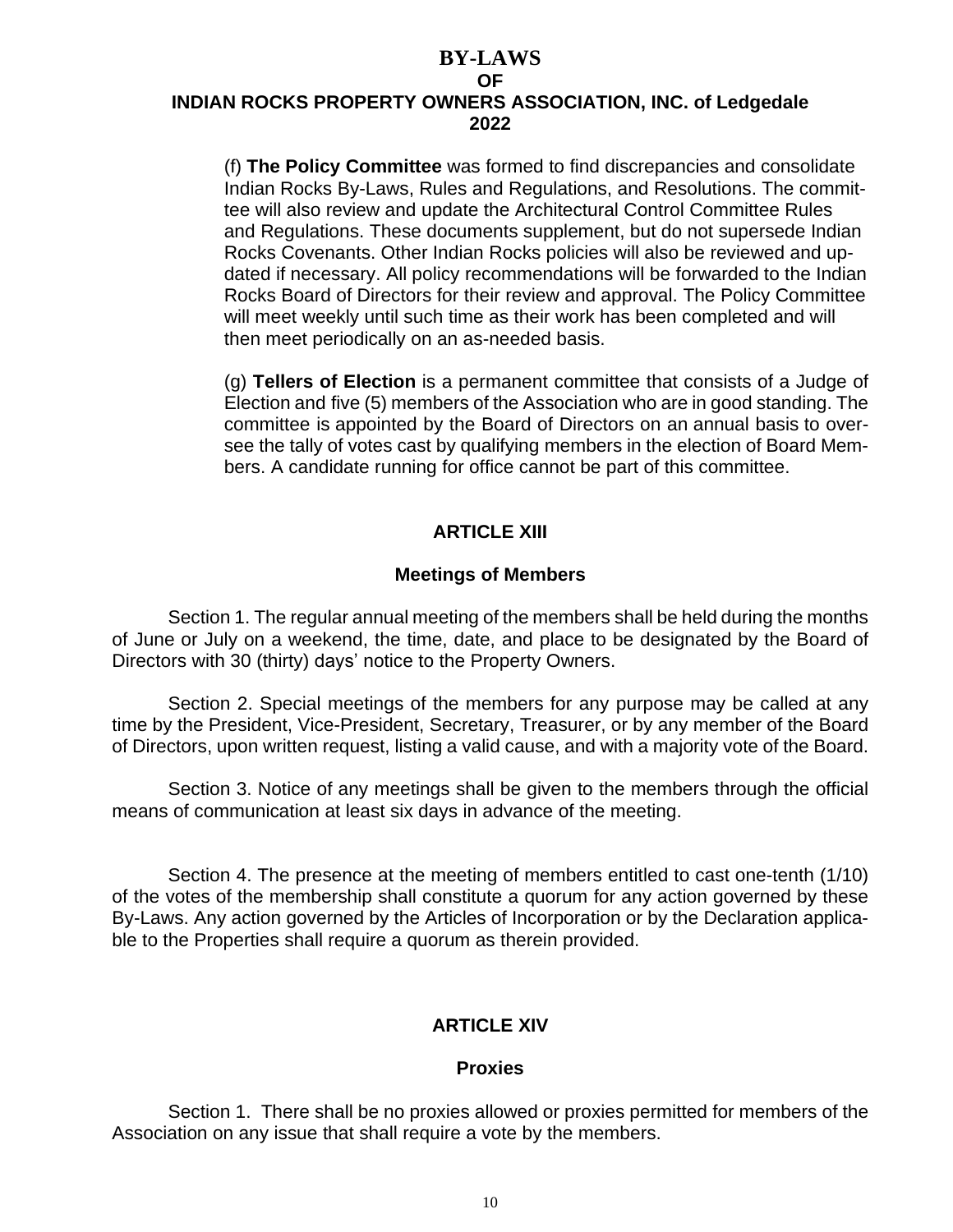(f) **The Policy Committee** was formed to find discrepancies and consolidate Indian Rocks By-Laws, Rules and Regulations, and Resolutions. The committee will also review and update the Architectural Control Committee Rules and Regulations. These documents supplement, but do not supersede Indian Rocks Covenants. Other Indian Rocks policies will also be reviewed and updated if necessary. All policy recommendations will be forwarded to the Indian Rocks Board of Directors for their review and approval. The Policy Committee will meet weekly until such time as their work has been completed and will then meet periodically on an as-needed basis.

(g) **Tellers of Election** is a permanent committee that consists of a Judge of Election and five (5) members of the Association who are in good standing. The committee is appointed by the Board of Directors on an annual basis to oversee the tally of votes cast by qualifying members in the election of Board Members. A candidate running for office cannot be part of this committee.

## ARTICLE XIII

### Meetings of Members

Section 1. The regular annual meeting of the members shall be held during the months of June or July on a weekend, the time, date, and place to be designated by the Board of Directors with 30 (thirty) days' notice to the Property Owners.

Section 2. Special meetings of the members for any purpose may be called at any time by the President, Vice-President, Secretary, Treasurer, or by any member of the Board of Directors, upon written request, listing a valid cause, and with a majority vote of the Board.

Section 3. Notice of any meetings shall be given to the members through the official means of communication at least six days in advance of the meeting.

Section 4. The presence at the meeting of members entitled to cast one-tenth (1/10) of the votes of the membership shall constitute a quorum for any action governed by these By-Laws. Any action governed by the Articles of Incorporation or by the Declaration applicable to the Properties shall require a quorum as therein provided.

## ARTICLE XIV

### Proxies

Section 1. There shall be no proxies allowed or proxies permitted for members of the Association on any issue that shall require a vote by the members.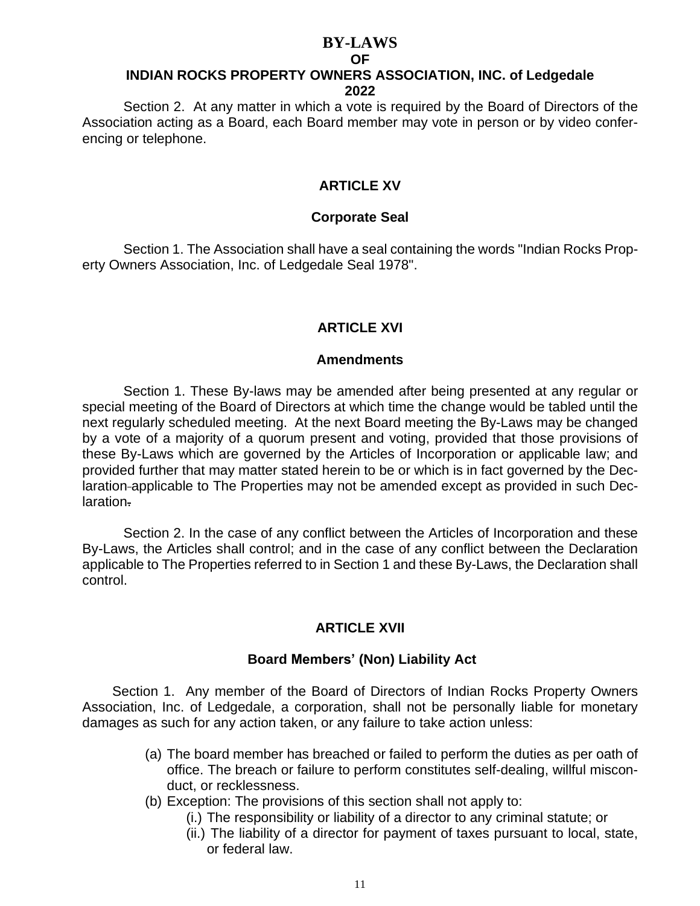Section 2. At any matter in which a vote is required by the Board of Directors of the Association acting as a Board, each Board member may vote in person or by video conferencing or telephone.

## ARTICLE XV

### Corporate Seal

Section 1. The Association shall have a seal containing the words "Indian Rocks Property Owners Association, Inc. of Ledgedale Seal 1978".

## ARTICLE XVI

### Amendments

Section 1. These By-laws may be amended after being presented at any regular or special meeting of the Board of Directors at which time the change would be tabled until the next regularly scheduled meeting. At the next Board meeting the By-Laws may be changed by a vote of a majority of a quorum present and voting, provided that those provisions of these By-Laws which are governed by the Articles of Incorporation or applicable law; and provided further that may matter stated herein to be or which is in fact governed by the Declaration applicable to The Properties may not be amended except as provided in such Declaration.

Section 2. In the case of any conflict between the Articles of Incorporation and these By-Laws, the Articles shall control; and in the case of any conflict between the Declaration applicable to The Properties referred to in Section 1 and these By-Laws, the Declaration shall control.

## ARTICLE XVII

### Board Members' (Non) Liability Act

Section 1. Any member of the Board of Directors of Indian Rocks Property Owners Association, Inc. of Ledgedale, a corporation, shall not be personally liable for monetary damages as such for any action taken, or any failure to take action unless:

(a) The board member has breached or failed to perform the duties as per oath of office. The breach or failure to perform constitutes self-dealing, willful misconduct, or recklessness.

(b) Exception: The provisions of this section shall not apply to:

(i.) The responsibility or liability of a director to any criminal statute; or

(ii.) The liability of a director for payment of taxes pursuant to local, state, or federal law.